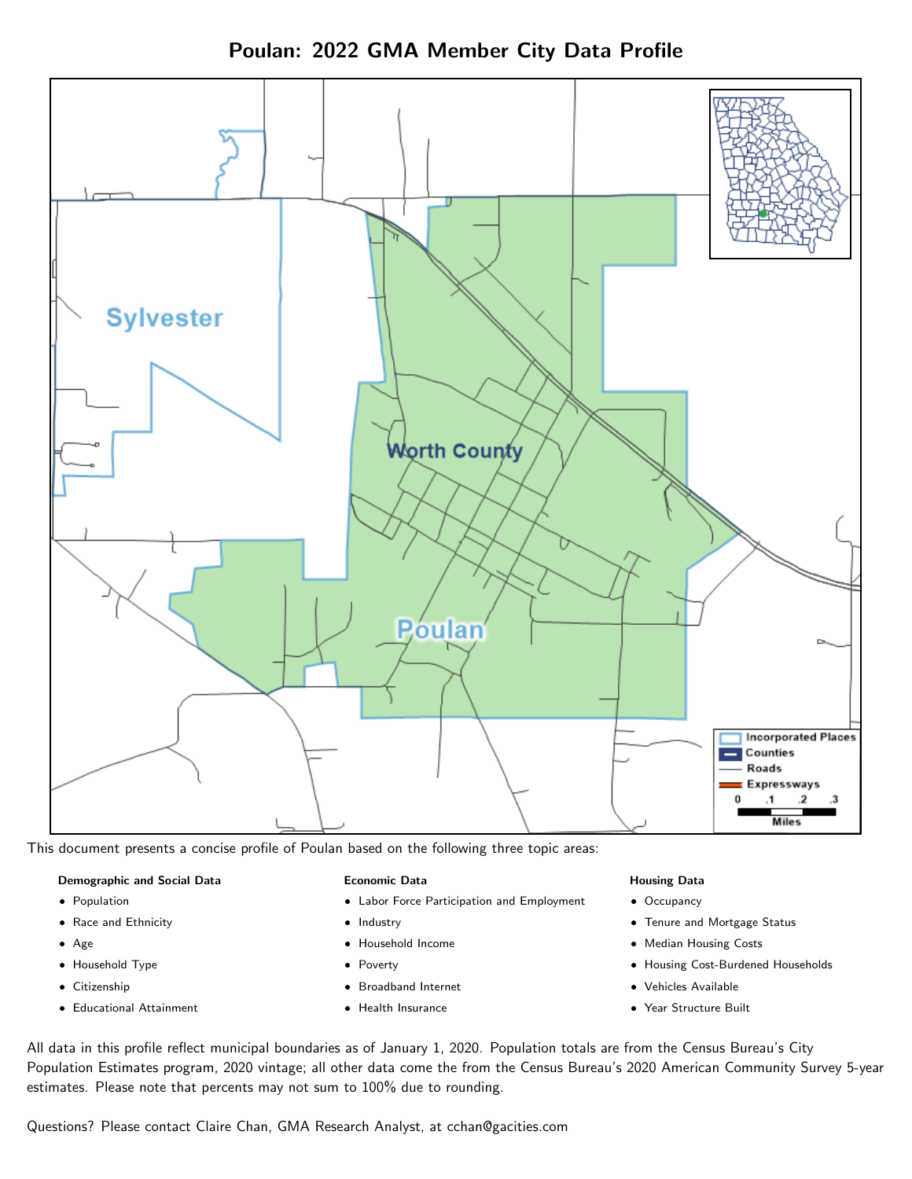# Poulan: 2022 GMA Member City Data Profile

This document presents a concise profile of Poulan based on the following three topic areas:

**Demographic and Social Data**

- Population
- Race and Ethnicity
- Age
- Household Type
- Citizenship
- Educational Attainment

**Economic Data**

- Labor Force Participation and Employment
- Industry
- Household Income
- Poverty
- Broadband Internet
- Health Insurance

**Housing Data**

- Occupancy
- Tenure and Mortgage Status
- Median Housing Costs
- Housing Cost-Burdened Households
- Vehicles Available
- Year Structure Built

All data in this profile reflect municipal boundaries as of January 1, 2020. Population totals are from the Census Bureau's City Population Estimates program, 2020 vintage; all other data come the from the Census Bureau's 2020 American Community Survey 5-year estimates. Please note that percents may not sum to 100% due to rounding.

Questions? Please contact Claire Chan, GMA Research Analyst, at cchan@gacities.com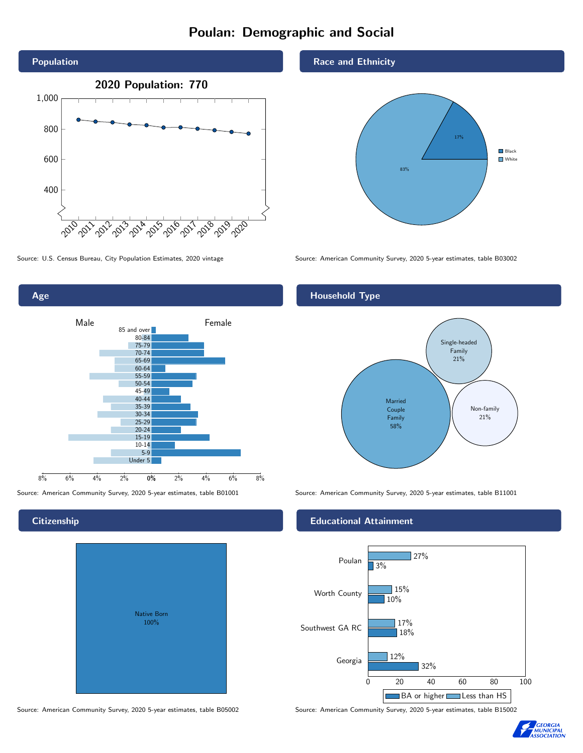# Poulan: Demographic and Social

## Population

**2020 Population: 770**

Source: U.S. Census Bureau, City Population Estimates, 2020 vintage

## Race and Ethnicity

- Black: 17%
- White: 83%

Source: American Community Survey, 2020 5-year estimates, table B03002

## Age

Male / Female

Age groups: 85 and over, 80-84, 75-79, 70-74, 65-69, 60-64, 55-59, 50-54, 45-49, 40-44, 35-39, 30-34, 25-29, 20-24, 15-19, 10-14, 5-9, Under 5

Source: American Community Survey, 2020 5-year estimates, table B01001

## Household Type

- Married Couple Family: 58%
- Single-headed Family: 21%
- Non-family: 21%

Source: American Community Survey, 2020 5-year estimates, table B11001

## Citizenship

- Native Born: 100%

Source: American Community Survey, 2020 5-year estimates, table B05002

## Educational Attainment

| | Less than HS | BA or higher |
|---|---|---|
| Poulan | 27% | 3% |
| Worth County | 15% | 10% |
| Southwest GA RC | 17% | 18% |
| Georgia | 12% | 32% |

Source: American Community Survey, 2020 5-year estimates, table B15002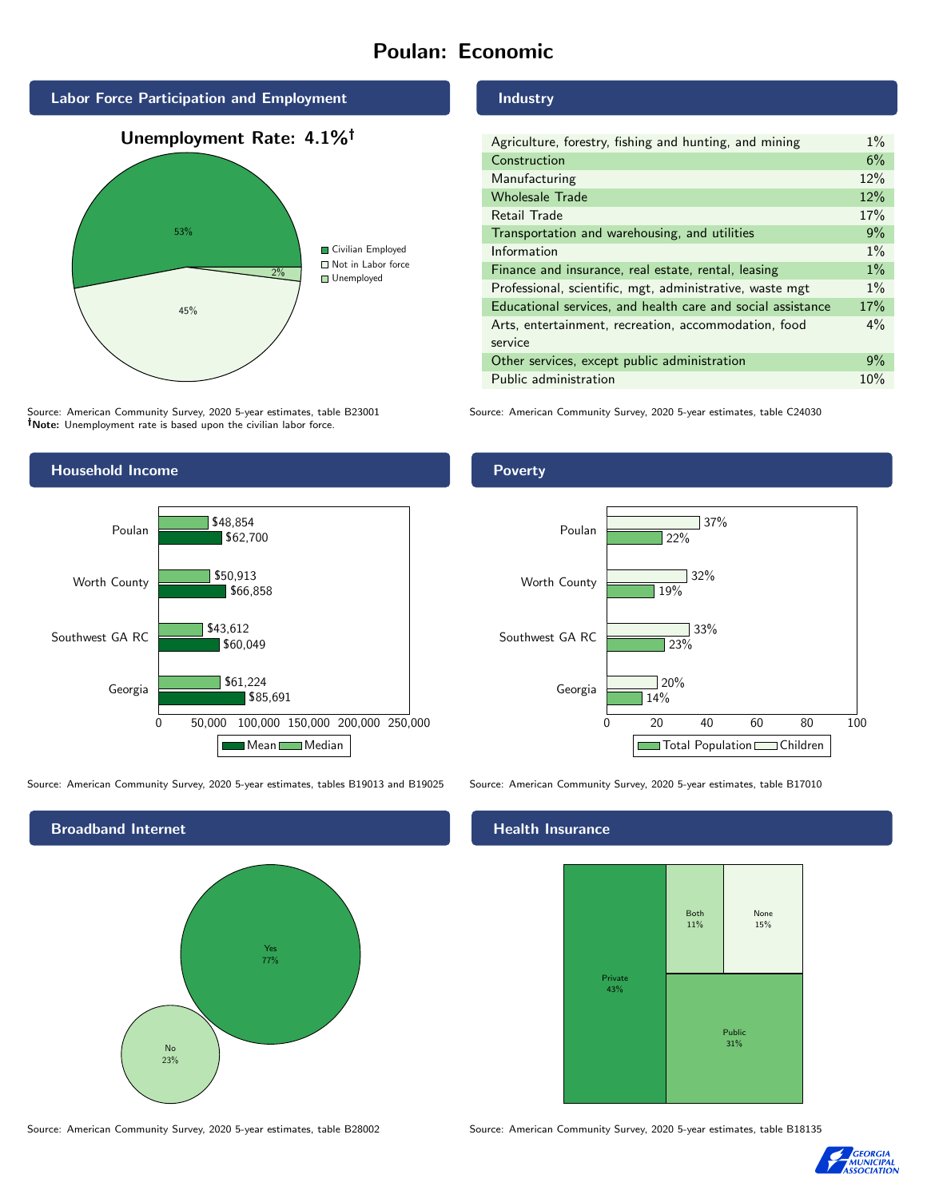# Poulan: Economic

## Labor Force Participation and Employment

**Unemployment Rate: 4.1%†**

| Category | Percent |
| --- | --- |
| Civilian Employed | 53% |
| Not in Labor force | 45% |
| Unemployed | 2% |

Source: American Community Survey, 2020 5-year estimates, table B23001
†Note: Unemployment rate is based upon the civilian labor force.

## Industry

| Industry | Percent |
| --- | --- |
| Agriculture, forestry, fishing and hunting, and mining | 1% |
| Construction | 6% |
| Manufacturing | 12% |
| Wholesale Trade | 12% |
| Retail Trade | 17% |
| Transportation and warehousing, and utilities | 9% |
| Information | 1% |
| Finance and insurance, real estate, rental, leasing | 1% |
| Professional, scientific, mgt, administrative, waste mgt | 1% |
| Educational services, and health care and social assistance | 17% |
| Arts, entertainment, recreation, accommodation, food service | 4% |
| Other services, except public administration | 9% |
| Public administration | 10% |

Source: American Community Survey, 2020 5-year estimates, table C24030

## Household Income

| Area | Median | Mean |
| --- | --- | --- |
| Poulan | $48,854 | $62,700 |
| Worth County | $50,913 | $66,858 |
| Southwest GA RC | $43,612 | $60,049 |
| Georgia | $61,224 | $85,691 |

Source: American Community Survey, 2020 5-year estimates, tables B19013 and B19025

## Poverty

| Area | Children | Total Population |
| --- | --- | --- |
| Poulan | 37% | 22% |
| Worth County | 32% | 19% |
| Southwest GA RC | 33% | 23% |
| Georgia | 20% | 14% |

Source: American Community Survey, 2020 5-year estimates, table B17010

## Broadband Internet

| Response | Percent |
| --- | --- |
| Yes | 77% |
| No | 23% |

Source: American Community Survey, 2020 5-year estimates, table B28002

## Health Insurance

| Type | Percent |
| --- | --- |
| Private | 43% |
| Public | 31% |
| Both | 11% |
| None | 15% |

Source: American Community Survey, 2020 5-year estimates, table B18135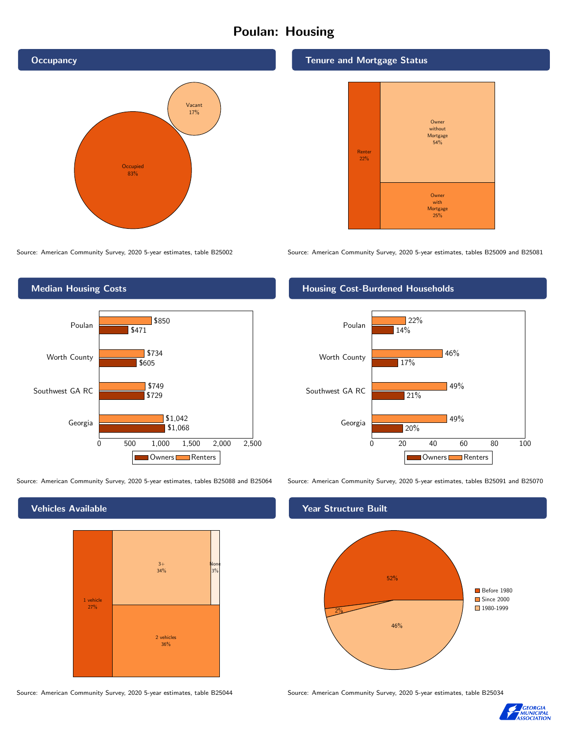# Poulan: Housing

## Occupancy

Vacant
17%

Occupied
83%

Source: American Community Survey, 2020 5-year estimates, table B25002

## Tenure and Mortgage Status

Renter
22%

Owner
without
Mortgage
54%

Owner
with
Mortgage
25%

Source: American Community Survey, 2020 5-year estimates, tables B25009 and B25081

## Median Housing Costs

Poulan
$850
$471

Worth County
$734
$605

Southwest GA RC
$749
$729

Georgia
$1,042
$1,068

0
500
1,000
1,500
2,000
2,500

Owners
Renters

Source: American Community Survey, 2020 5-year estimates, tables B25088 and B25064

## Housing Cost-Burdened Households

Poulan
22%
14%

Worth County
46%
17%

Southwest GA RC
49%
21%

Georgia
49%
20%

0
20
40
60
80
100

Owners
Renters

Source: American Community Survey, 2020 5-year estimates, tables B25091 and B25070

## Vehicles Available

1 vehicle
27%

3+
34%

None
3%

2 vehicles
36%

Source: American Community Survey, 2020 5-year estimates, table B25044

## Year Structure Built

52%

2%

46%

Before 1980
Since 2000
1980-1999

Source: American Community Survey, 2020 5-year estimates, table B25034